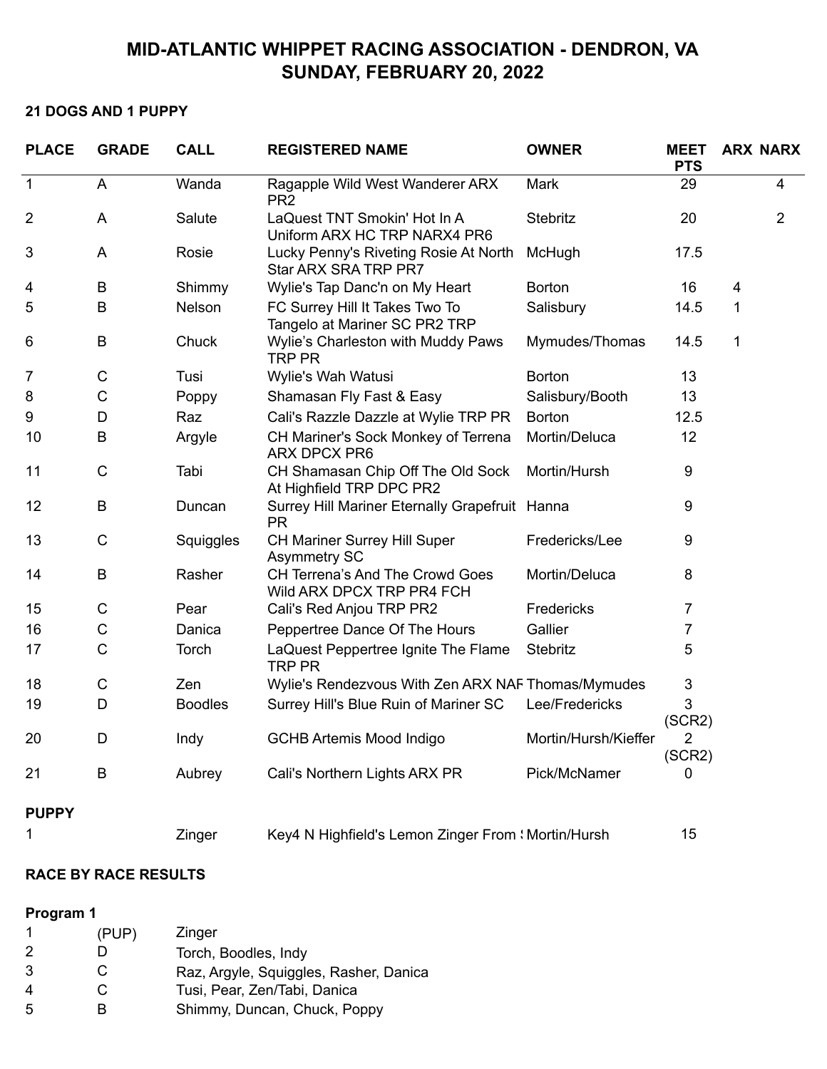# MID-ATLANTIC WHIPPET RACING ASSOCIATION - DENDRON, VA
# SUNDAY, FEBRUARY 20, 2022

**21 DOGS AND 1 PUPPY**

| PLACE | GRADE | CALL | REGISTERED NAME | OWNER | MEET PTS | ARX | NARX |
|---|---|---|---|---|---|---|---|
| 1 | A | Wanda | Ragapple Wild West Wanderer ARX PR2 | Mark | 29 | | 4 |
| 2 | A | Salute | LaQuest TNT Smokin' Hot In A Uniform ARX HC TRP NARX4 PR6 | Stebritz | 20 | | 2 |
| 3 | A | Rosie | Lucky Penny's Riveting Rosie At North Star ARX SRA TRP PR7 | McHugh | 17.5 | | |
| 4 | B | Shimmy | Wylie's Tap Danc'n on My Heart | Borton | 16 | 4 | |
| 5 | B | Nelson | FC Surrey Hill It Takes Two To Tangelo at Mariner SC PR2 TRP | Salisbury | 14.5 | 1 | |
| 6 | B | Chuck | Wylie's Charleston with Muddy Paws TRP PR | Mymudes/Thomas | 14.5 | 1 | |
| 7 | C | Tusi | Wylie's Wah Watusi | Borton | 13 | | |
| 8 | C | Poppy | Shamasan Fly Fast & Easy | Salisbury/Booth | 13 | | |
| 9 | D | Raz | Cali's Razzle Dazzle at Wylie TRP PR | Borton | 12.5 | | |
| 10 | B | Argyle | CH Mariner's Sock Monkey of Terrena ARX DPCX PR6 | Mortin/Deluca | 12 | | |
| 11 | C | Tabi | CH Shamasan Chip Off The Old Sock At Highfield TRP DPC PR2 | Mortin/Hursh | 9 | | |
| 12 | B | Duncan | Surrey Hill Mariner Eternally Grapefruit PR | Hanna | 9 | | |
| 13 | C | Squiggles | CH Mariner Surrey Hill Super Asymmetry SC | Fredericks/Lee | 9 | | |
| 14 | B | Rasher | CH Terrena's And The Crowd Goes Wild ARX DPCX TRP PR4 FCH | Mortin/Deluca | 8 | | |
| 15 | C | Pear | Cali's Red Anjou TRP PR2 | Fredericks | 7 | | |
| 16 | C | Danica | Peppertree Dance Of The Hours | Gallier | 7 | | |
| 17 | C | Torch | LaQuest Peppertree Ignite The Flame TRP PR | Stebritz | 5 | | |
| 18 | C | Zen | Wylie's Rendezvous With Zen ARX NAF | Thomas/Mymudes | 3 | | |
| 19 | D | Boodles | Surrey Hill's Blue Ruin of Mariner SC | Lee/Fredericks | 3 (SCR2) | | |
| 20 | D | Indy | GCHB Artemis Mood Indigo | Mortin/Hursh/Kieffer | 2 (SCR2) | | |
| 21 | B | Aubrey | Cali's Northern Lights ARX PR | Pick/McNamer | 0 | | |

**PUPPY**

| PLACE | GRADE | CALL | REGISTERED NAME | OWNER | MEET PTS |
|---|---|---|---|---|---|
| 1 | | Zinger | Key4 N Highfield's Lemon Zinger From ! | Mortin/Hursh | 15 |

**RACE BY RACE RESULTS**

**Program 1**

| | | |
|---|---|---|
| 1 | (PUP) | Zinger |
| 2 | D | Torch, Boodles, Indy |
| 3 | C | Raz, Argyle, Squiggles, Rasher, Danica |
| 4 | C | Tusi, Pear, Zen/Tabi, Danica |
| 5 | B | Shimmy, Duncan, Chuck, Poppy |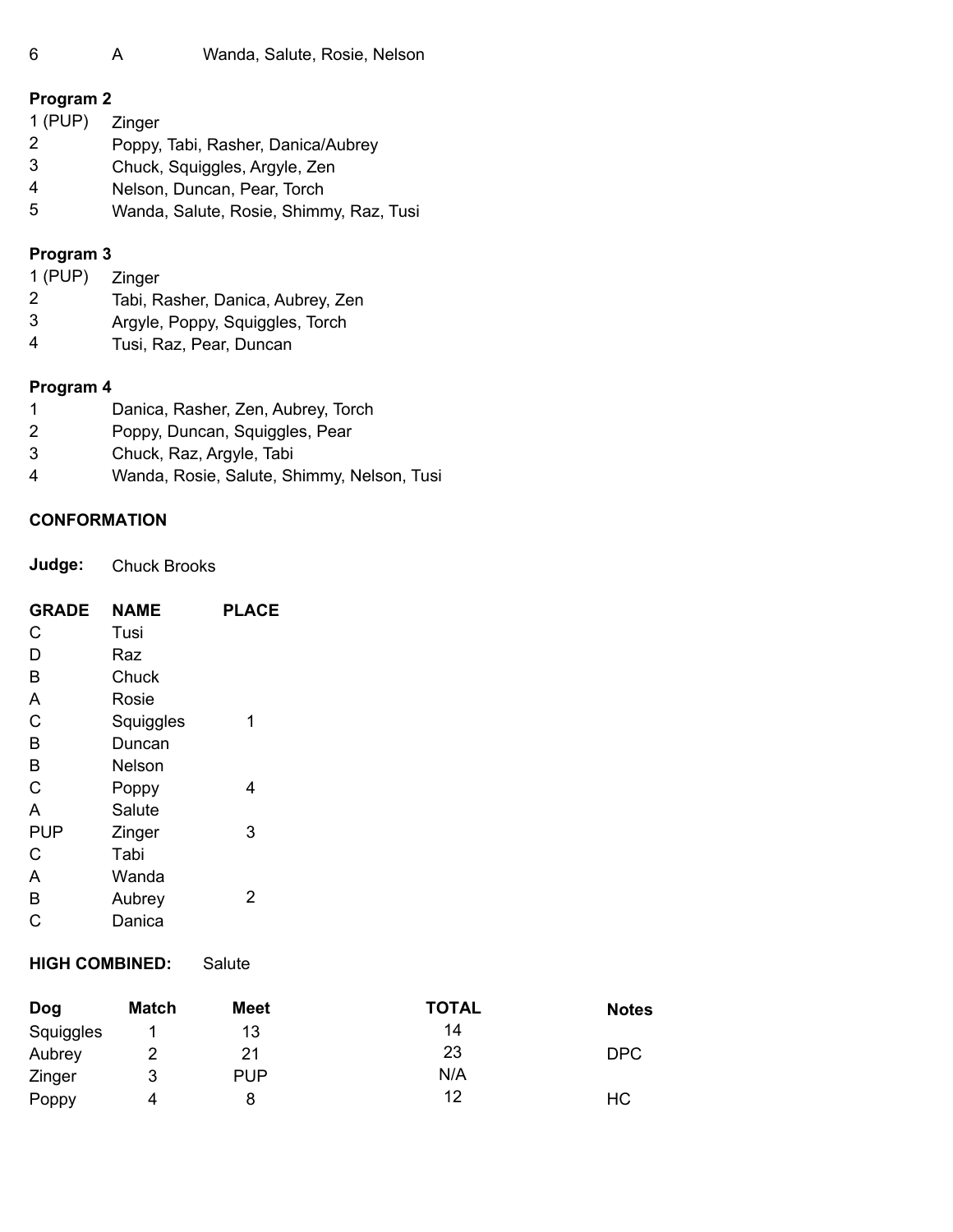| | | |
|---|---|---|
| 6 | A | Wanda, Salute, Rosie, Nelson |

**Program 2**

| | |
|---|---|
| 1 (PUP) | Zinger |
| 2 | Poppy, Tabi, Rasher, Danica/Aubrey |
| 3 | Chuck, Squiggles, Argyle, Zen |
| 4 | Nelson, Duncan, Pear, Torch |
| 5 | Wanda, Salute, Rosie, Shimmy, Raz, Tusi |

**Program 3**

| | |
|---|---|
| 1 (PUP) | Zinger |
| 2 | Tabi, Rasher, Danica, Aubrey, Zen |
| 3 | Argyle, Poppy, Squiggles, Torch |
| 4 | Tusi, Raz, Pear, Duncan |

**Program 4**

| | |
|---|---|
| 1 | Danica, Rasher, Zen, Aubrey, Torch |
| 2 | Poppy, Duncan, Squiggles, Pear |
| 3 | Chuck, Raz, Argyle, Tabi |
| 4 | Wanda, Rosie, Salute, Shimmy, Nelson, Tusi |

**CONFORMATION**

**Judge:** Chuck Brooks

| GRADE | NAME | PLACE |
|---|---|---|
| C | Tusi | |
| D | Raz | |
| B | Chuck | |
| A | Rosie | |
| C | Squiggles | 1 |
| B | Duncan | |
| B | Nelson | |
| C | Poppy | 4 |
| A | Salute | |
| PUP | Zinger | 3 |
| C | Tabi | |
| A | Wanda | |
| B | Aubrey | 2 |
| C | Danica | |

**HIGH COMBINED:** Salute

| Dog | Match | Meet | TOTAL | Notes |
|---|---|---|---|---|
| Squiggles | 1 | 13 | 14 | |
| Aubrey | 2 | 21 | 23 | DPC |
| Zinger | 3 | PUP | N/A | |
| Poppy | 4 | 8 | 12 | HC |